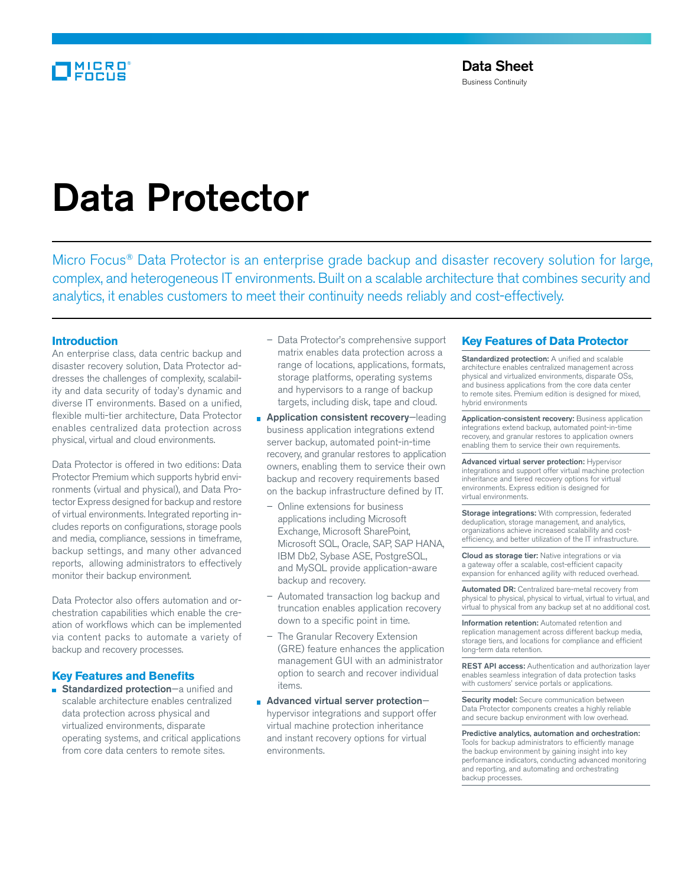Data Sheet
Business Continuity

# Data Protector

Micro Focus® Data Protector is an enterprise grade backup and disaster recovery solution for large, complex, and heterogeneous IT environments. Built on a scalable architecture that combines security and analytics, it enables customers to meet their continuity needs reliably and cost-effectively.

## Introduction

An enterprise class, data centric backup and disaster recovery solution, Data Protector addresses the challenges of complexity, scalability and data security of today's dynamic and diverse IT environments. Based on a unified, flexible multi-tier architecture, Data Protector enables centralized data protection across physical, virtual and cloud environments.

Data Protector is offered in two editions: Data Protector Premium which supports hybrid environments (virtual and physical), and Data Protector Express designed for backup and restore of virtual environments. Integrated reporting includes reports on configurations, storage pools and media, compliance, sessions in timeframe, backup settings, and many other advanced reports, allowing administrators to effectively monitor their backup environment.

Data Protector also offers automation and orchestration capabilities which enable the creation of workflows which can be implemented via content packs to automate a variety of backup and recovery processes.

## Key Features and Benefits

- **Standardized protection**—a unified and scalable architecture enables centralized data protection across physical and virtualized environments, disparate operating systems, and critical applications from core data centers to remote sites.
  - Data Protector's comprehensive support matrix enables data protection across a range of locations, applications, formats, storage platforms, operating systems and hypervisors to a range of backup targets, including disk, tape and cloud.
- **Application consistent recovery**—leading business application integrations extend server backup, automated point-in-time recovery, and granular restores to application owners, enabling them to service their own backup and recovery requirements based on the backup infrastructure defined by IT.
  - Online extensions for business applications including Microsoft Exchange, Microsoft SharePoint, Microsoft SQL, Oracle, SAP, SAP HANA, IBM Db2, Sybase ASE, PostgreSQL, and MySQL provide application-aware backup and recovery.
  - Automated transaction log backup and truncation enables application recovery down to a specific point in time.
  - The Granular Recovery Extension (GRE) feature enhances the application management GUI with an administrator option to search and recover individual items.
- **Advanced virtual server protection**—hypervisor integrations and support offer virtual machine protection inheritance and instant recovery options for virtual environments.

## Key Features of Data Protector

**Standardized protection:** A unified and scalable architecture enables centralized management across physical and virtualized environments, disparate OSs, and business applications from the core data center to remote sites. Premium edition is designed for mixed, hybrid environments

**Application-consistent recovery:** Business application integrations extend backup, automated point-in-time recovery, and granular restores to application owners enabling them to service their own requirements.

**Advanced virtual server protection:** Hypervisor integrations and support offer virtual machine protection inheritance and tiered recovery options for virtual environments. Express edition is designed for virtual environments.

**Storage integrations:** With compression, federated deduplication, storage management, and analytics, organizations achieve increased scalability and cost-efficiency, and better utilization of the IT infrastructure.

**Cloud as storage tier:** Native integrations or via a gateway offer a scalable, cost-efficient capacity expansion for enhanced agility with reduced overhead.

**Automated DR:** Centralized bare-metal recovery from physical to physical, physical to virtual, virtual to virtual, and virtual to physical from any backup set at no additional cost.

**Information retention:** Automated retention and replication management across different backup media, storage tiers, and locations for compliance and efficient long-term data retention.

**REST API access:** Authentication and authorization layer enables seamless integration of data protection tasks with customers' service portals or applications.

**Security model:** Secure communication between Data Protector components creates a highly reliable and secure backup environment with low overhead.

**Predictive analytics, automation and orchestration:** Tools for backup administrators to efficiently manage the backup environment by gaining insight into key performance indicators, conducting advanced monitoring and reporting, and automating and orchestrating backup processes.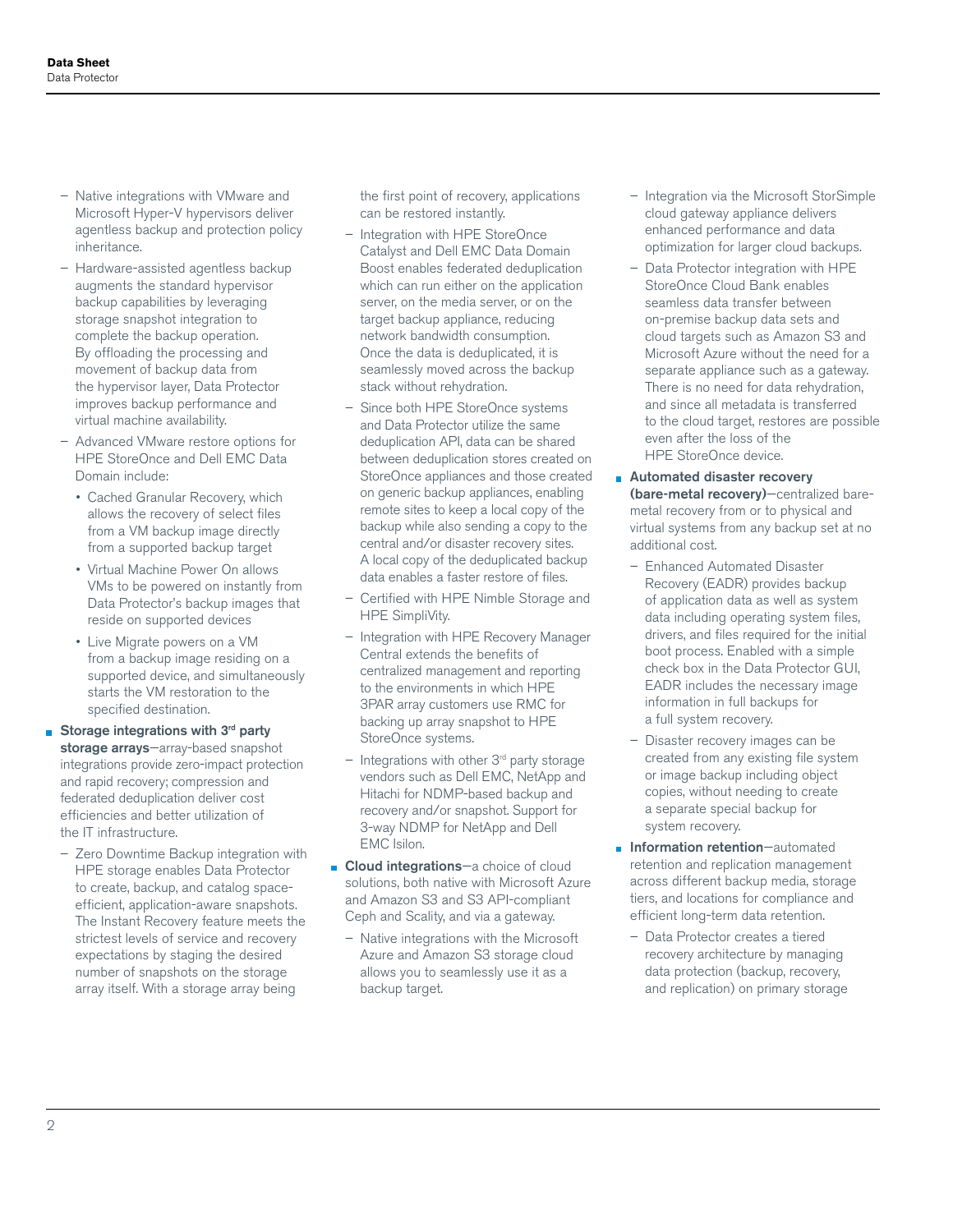- Native integrations with VMware and Microsoft Hyper-V hypervisors deliver agentless backup and protection policy inheritance.
- Hardware-assisted agentless backup augments the standard hypervisor backup capabilities by leveraging storage snapshot integration to complete the backup operation. By offloading the processing and movement of backup data from the hypervisor layer, Data Protector improves backup performance and virtual machine availability.
- Advanced VMware restore options for HPE StoreOnce and Dell EMC Data Domain include:
  - Cached Granular Recovery, which allows the recovery of select files from a VM backup image directly from a supported backup target
  - Virtual Machine Power On allows VMs to be powered on instantly from Data Protector's backup images that reside on supported devices
  - Live Migrate powers on a VM from a backup image residing on a supported device, and simultaneously starts the VM restoration to the specified destination.

- **Storage integrations with 3rd party storage arrays**—array-based snapshot integrations provide zero-impact protection and rapid recovery; compression and federated deduplication deliver cost efficiencies and better utilization of the IT infrastructure.
  - Zero Downtime Backup integration with HPE storage enables Data Protector to create, backup, and catalog space-efficient, application-aware snapshots. The Instant Recovery feature meets the strictest levels of service and recovery expectations by staging the desired number of snapshots on the storage array itself. With a storage array being the first point of recovery, applications can be restored instantly.
  - Integration with HPE StoreOnce Catalyst and Dell EMC Data Domain Boost enables federated deduplication which can run either on the application server, on the media server, or on the target backup appliance, reducing network bandwidth consumption. Once the data is deduplicated, it is seamlessly moved across the backup stack without rehydration.
  - Since both HPE StoreOnce systems and Data Protector utilize the same deduplication API, data can be shared between deduplication stores created on StoreOnce appliances and those created on generic backup appliances, enabling remote sites to keep a local copy of the backup while also sending a copy to the central and/or disaster recovery sites. A local copy of the deduplicated backup data enables a faster restore of files.
  - Certified with HPE Nimble Storage and HPE SimpliVity.
  - Integration with HPE Recovery Manager Central extends the benefits of centralized management and reporting to the environments in which HPE 3PAR array customers use RMC for backing up array snapshot to HPE StoreOnce systems.
  - Integrations with other 3rd party storage vendors such as Dell EMC, NetApp and Hitachi for NDMP-based backup and recovery and/or snapshot. Support for 3-way NDMP for NetApp and Dell EMC Isilon.

- **Cloud integrations**—a choice of cloud solutions, both native with Microsoft Azure and Amazon S3 and S3 API-compliant Ceph and Scality, and via a gateway.
  - Native integrations with the Microsoft Azure and Amazon S3 storage cloud allows you to seamlessly use it as a backup target.
  - Integration via the Microsoft StorSimple cloud gateway appliance delivers enhanced performance and data optimization for larger cloud backups.
  - Data Protector integration with HPE StoreOnce Cloud Bank enables seamless data transfer between on-premise backup data sets and cloud targets such as Amazon S3 and Microsoft Azure without the need for a separate appliance such as a gateway. There is no need for data rehydration, and since all metadata is transferred to the cloud target, restores are possible even after the loss of the HPE StoreOnce device.

- **Automated disaster recovery (bare-metal recovery)**—centralized bare-metal recovery from or to physical and virtual systems from any backup set at no additional cost.
  - Enhanced Automated Disaster Recovery (EADR) provides backup of application data as well as system data including operating system files, drivers, and files required for the initial boot process. Enabled with a simple check box in the Data Protector GUI, EADR includes the necessary image information in full backups for a full system recovery.
  - Disaster recovery images can be created from any existing file system or image backup including object copies, without needing to create a separate special backup for system recovery.

- **Information retention**—automated retention and replication management across different backup media, storage tiers, and locations for compliance and efficient long-term data retention.
  - Data Protector creates a tiered recovery architecture by managing data protection (backup, recovery, and replication) on primary storage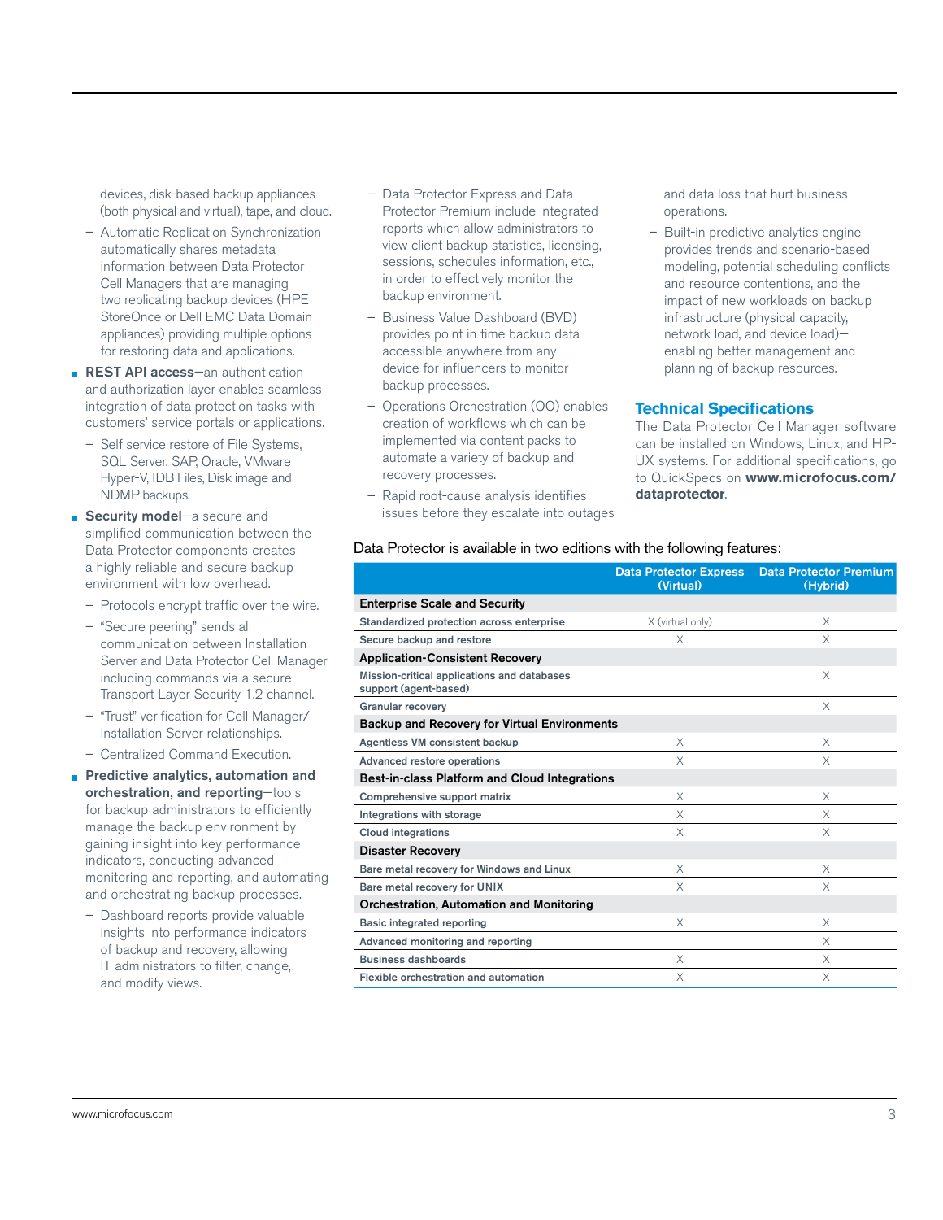devices, disk-based backup appliances (both physical and virtual), tape, and cloud.

- Automatic Replication Synchronization automatically shares metadata information between Data Protector Cell Managers that are managing two replicating backup devices (HPE StoreOnce or Dell EMC Data Domain appliances) providing multiple options for restoring data and applications.

- **REST API access**—an authentication and authorization layer enables seamless integration of data protection tasks with customers' service portals or applications.
  - Self service restore of File Systems, SQL Server, SAP, Oracle, VMware Hyper-V, IDB Files, Disk image and NDMP backups.
- **Security model**—a secure and simplified communication between the Data Protector components creates a highly reliable and secure backup environment with low overhead.
  - Protocols encrypt traffic over the wire.
  - "Secure peering" sends all communication between Installation Server and Data Protector Cell Manager including commands via a secure Transport Layer Security 1.2 channel.
  - "Trust" verification for Cell Manager/ Installation Server relationships.
  - Centralized Command Execution.
- **Predictive analytics, automation and orchestration, and reporting**—tools for backup administrators to efficiently manage the backup environment by gaining insight into key performance indicators, conducting advanced monitoring and reporting, and automating and orchestrating backup processes.
  - Dashboard reports provide valuable insights into performance indicators of backup and recovery, allowing IT administrators to filter, change, and modify views.
  - Data Protector Express and Data Protector Premium include integrated reports which allow administrators to view client backup statistics, licensing, sessions, schedules information, etc., in order to effectively monitor the backup environment.
  - Business Value Dashboard (BVD) provides point in time backup data accessible anywhere from any device for influencers to monitor backup processes.
  - Operations Orchestration (OO) enables creation of workflows which can be implemented via content packs to automate a variety of backup and recovery processes.
  - Rapid root-cause analysis identifies issues before they escalate into outages and data loss that hurt business operations.
  - Built-in predictive analytics engine provides trends and scenario-based modeling, potential scheduling conflicts and resource contentions, and the impact of new workloads on backup infrastructure (physical capacity, network load, and device load)—enabling better management and planning of backup resources.

## Technical Specifications

The Data Protector Cell Manager software can be installed on Windows, Linux, and HP-UX systems. For additional specifications, go to QuickSpecs on **www.microfocus.com/dataprotector**.

Data Protector is available in two editions with the following features:

| | Data Protector Express (Virtual) | Data Protector Premium (Hybrid) |
|---|---|---|
| **Enterprise Scale and Security** | | |
| Standardized protection across enterprise | X (virtual only) | X |
| Secure backup and restore | X | X |
| **Application-Consistent Recovery** | | |
| Mission-critical applications and databases support (agent-based) | | X |
| Granular recovery | | X |
| **Backup and Recovery for Virtual Environments** | | |
| Agentless VM consistent backup | X | X |
| Advanced restore operations | X | X |
| **Best-in-class Platform and Cloud Integrations** | | |
| Comprehensive support matrix | X | X |
| Integrations with storage | X | X |
| Cloud integrations | X | X |
| **Disaster Recovery** | | |
| Bare metal recovery for Windows and Linux | X | X |
| Bare metal recovery for UNIX | X | X |
| **Orchestration, Automation and Monitoring** | | |
| Basic integrated reporting | X | X |
| Advanced monitoring and reporting | | X |
| Business dashboards | X | X |
| Flexible orchestration and automation | X | X |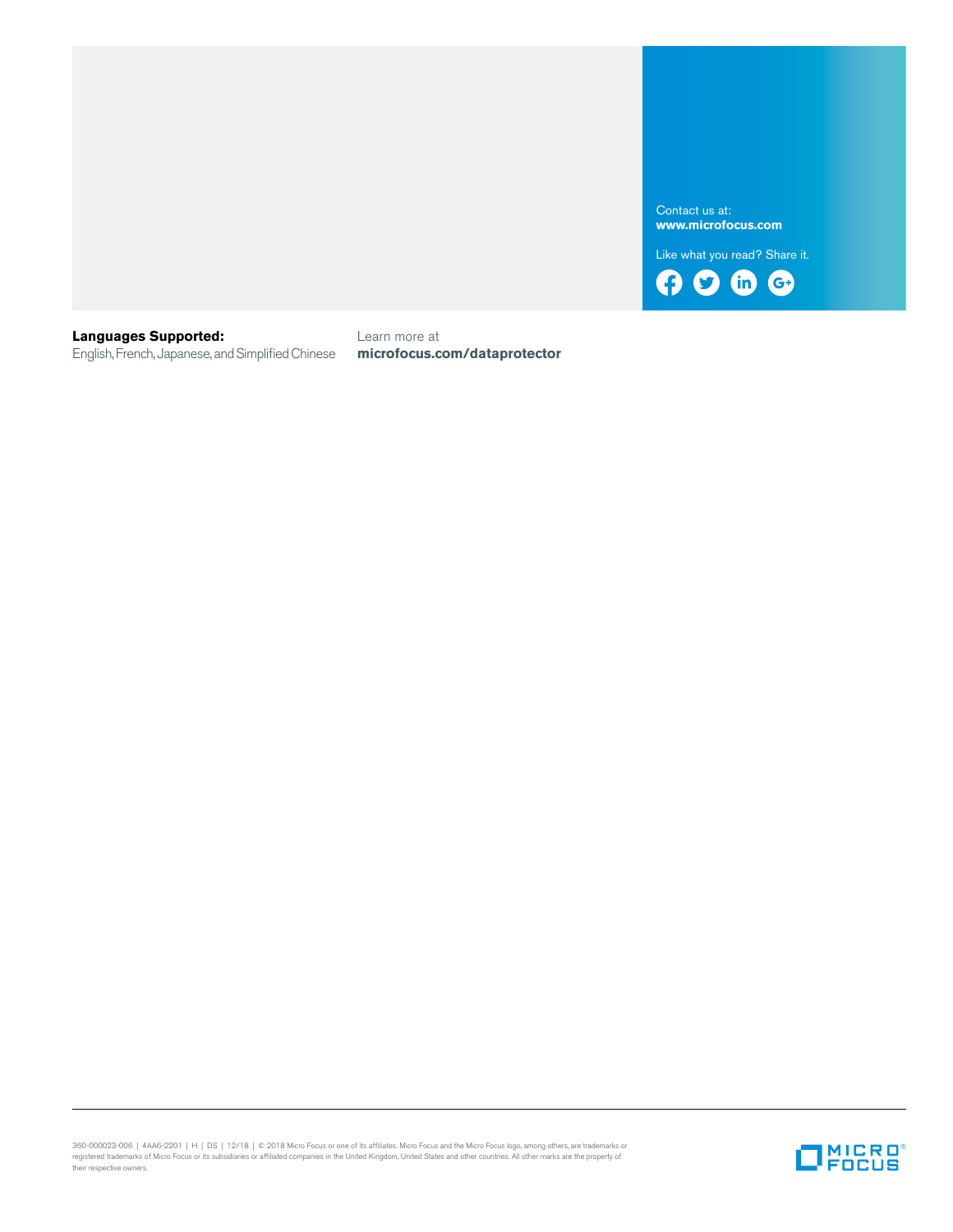Contact us at:
**www.microfocus.com**

Like what you read? Share it.

**Languages Supported:**
English, French, Japanese, and Simplified Chinese

Learn more at
**microfocus.com/dataprotector**

360-000023-006 | 4AA6-2201 | H | DS | 12/18 | © 2018 Micro Focus or one of its affiliates. Micro Focus and the Micro Focus logo, among others, are trademarks or registered trademarks of Micro Focus or its subsidiaries or affiliated companies in the United Kingdom, United States and other countries. All other marks are the property of their respective owners.